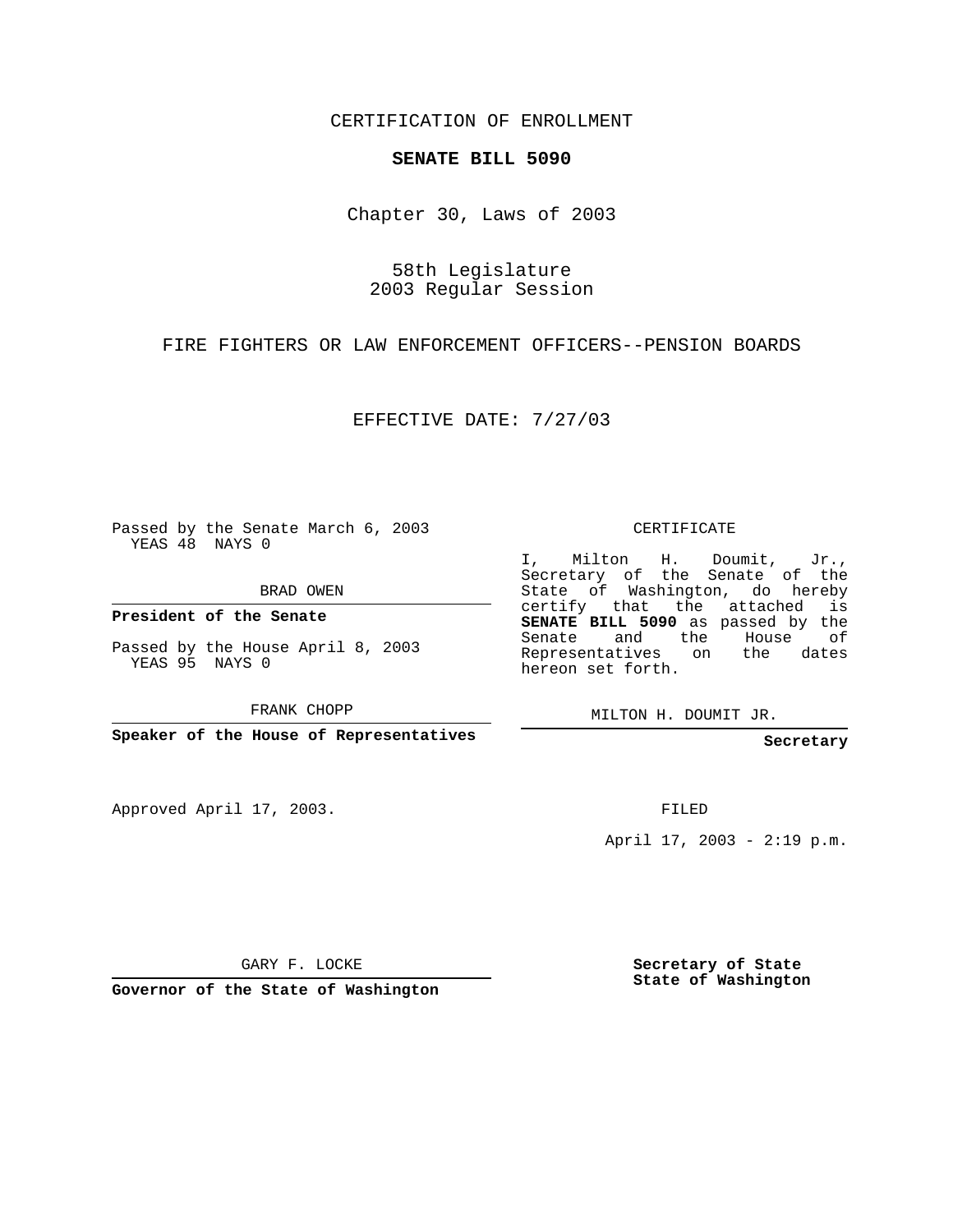CERTIFICATION OF ENROLLMENT

**SENATE BILL 5090**

Chapter 30, Laws of 2003

58th Legislature
2003 Regular Session

FIRE FIGHTERS OR LAW ENFORCEMENT OFFICERS--PENSION BOARDS

EFFECTIVE DATE: 7/27/03

Passed by the Senate March 6, 2003
YEAS 48 NAYS 0

BRAD OWEN

**President of the Senate**

Passed by the House April 8, 2003
YEAS 95 NAYS 0

FRANK CHOPP

**Speaker of the House of Representatives**

Approved April 17, 2003.

GARY F. LOCKE

**Governor of the State of Washington**

CERTIFICATE

I, Milton H. Doumit, Jr., Secretary of the Senate of the State of Washington, do hereby certify that the attached is **SENATE BILL 5090** as passed by the Senate and the House of Representatives on the dates hereon set forth.

MILTON H. DOUMIT JR.

**Secretary**

FILED

April 17, 2003 - 2:19 p.m.

**Secretary of State**
**State of Washington**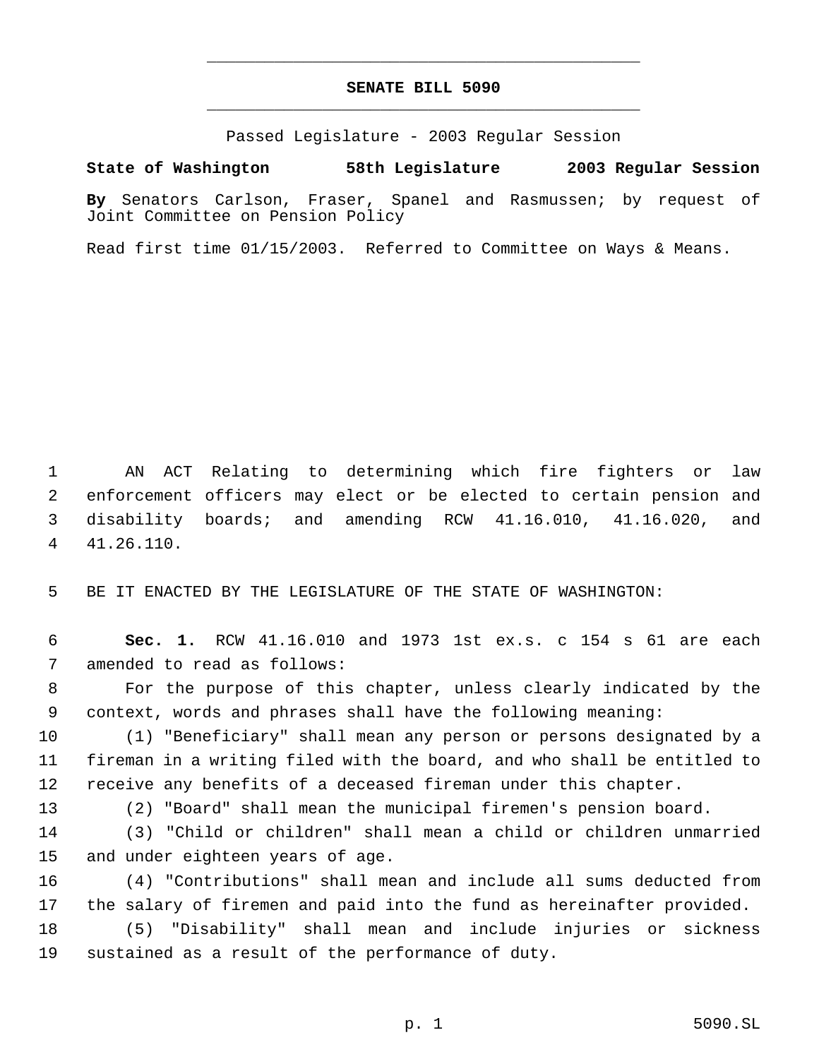# SENATE BILL 5090

Passed Legislature - 2003 Regular Session

**State of Washington 58th Legislature 2003 Regular Session**

**By** Senators Carlson, Fraser, Spanel and Rasmussen; by request of Joint Committee on Pension Policy

Read first time 01/15/2003. Referred to Committee on Ways & Means.

AN ACT Relating to determining which fire fighters or law enforcement officers may elect or be elected to certain pension and disability boards; and amending RCW 41.16.010, 41.16.020, and 41.26.110.

BE IT ENACTED BY THE LEGISLATURE OF THE STATE OF WASHINGTON:

**Sec. 1.** RCW 41.16.010 and 1973 1st ex.s. c 154 s 61 are each amended to read as follows:

For the purpose of this chapter, unless clearly indicated by the context, words and phrases shall have the following meaning:

(1) "Beneficiary" shall mean any person or persons designated by a fireman in a writing filed with the board, and who shall be entitled to receive any benefits of a deceased fireman under this chapter.

(2) "Board" shall mean the municipal firemen's pension board.

(3) "Child or children" shall mean a child or children unmarried and under eighteen years of age.

(4) "Contributions" shall mean and include all sums deducted from the salary of firemen and paid into the fund as hereinafter provided.

(5) "Disability" shall mean and include injuries or sickness sustained as a result of the performance of duty.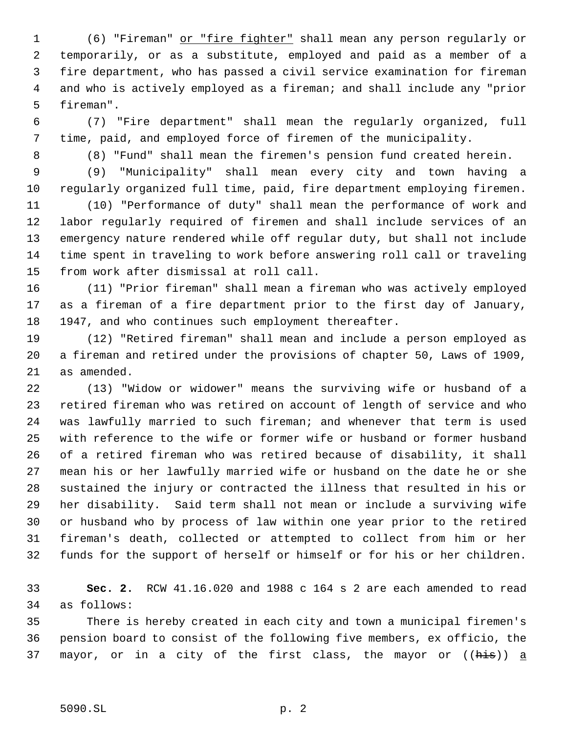(6) "Fireman" <u>or "fire fighter"</u> shall mean any person regularly or temporarily, or as a substitute, employed and paid as a member of a fire department, who has passed a civil service examination for fireman and who is actively employed as a fireman; and shall include any "prior fireman".

(7) "Fire department" shall mean the regularly organized, full time, paid, and employed force of firemen of the municipality.

(8) "Fund" shall mean the firemen's pension fund created herein.

(9) "Municipality" shall mean every city and town having a regularly organized full time, paid, fire department employing firemen.

(10) "Performance of duty" shall mean the performance of work and labor regularly required of firemen and shall include services of an emergency nature rendered while off regular duty, but shall not include time spent in traveling to work before answering roll call or traveling from work after dismissal at roll call.

(11) "Prior fireman" shall mean a fireman who was actively employed as a fireman of a fire department prior to the first day of January, 1947, and who continues such employment thereafter.

(12) "Retired fireman" shall mean and include a person employed as a fireman and retired under the provisions of chapter 50, Laws of 1909, as amended.

(13) "Widow or widower" means the surviving wife or husband of a retired fireman who was retired on account of length of service and who was lawfully married to such fireman; and whenever that term is used with reference to the wife or former wife or husband or former husband of a retired fireman who was retired because of disability, it shall mean his or her lawfully married wife or husband on the date he or she sustained the injury or contracted the illness that resulted in his or her disability. Said term shall not mean or include a surviving wife or husband who by process of law within one year prior to the retired fireman's death, collected or attempted to collect from him or her funds for the support of herself or himself or for his or her children.

**Sec. 2.** RCW 41.16.020 and 1988 c 164 s 2 are each amended to read as follows:

There is hereby created in each city and town a municipal firemen's pension board to consist of the following five members, ex officio, the mayor, or in a city of the first class, the mayor or ((~~his~~)) <u>a</u>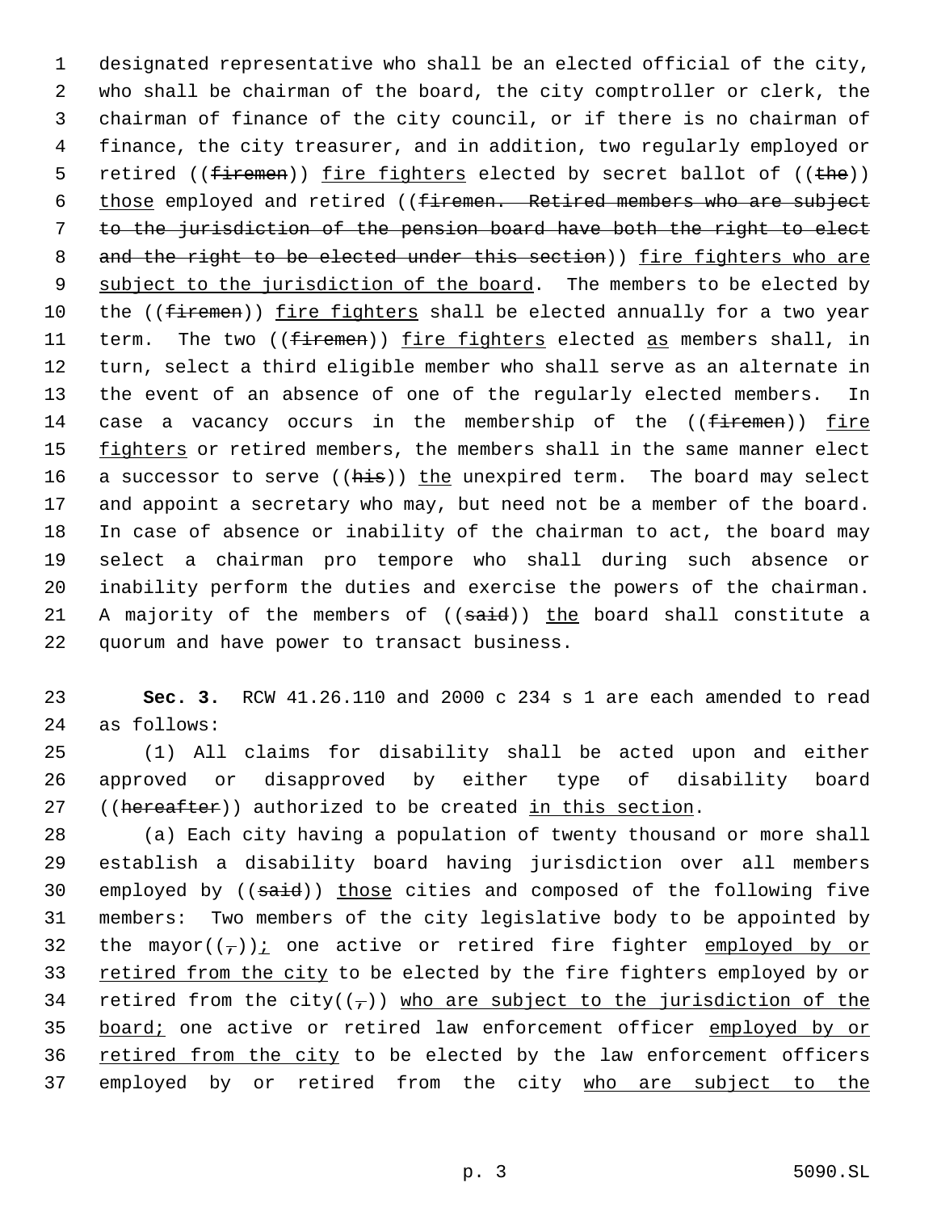designated representative who shall be an elected official of the city, who shall be chairman of the board, the city comptroller or clerk, the chairman of finance of the city council, or if there is no chairman of finance, the city treasurer, and in addition, two regularly employed or retired ((~~firemen~~)) <u>fire fighters</u> elected by secret ballot of ((~~the~~)) <u>those</u> employed and retired ((~~firemen. Retired members who are subject to the jurisdiction of the pension board have both the right to elect and the right to be elected under this section~~)) <u>fire fighters who are subject to the jurisdiction of the board</u>. The members to be elected by the ((~~firemen~~)) <u>fire fighters</u> shall be elected annually for a two year term. The two ((~~firemen~~)) <u>fire fighters</u> elected <u>as</u> members shall, in turn, select a third eligible member who shall serve as an alternate in the event of an absence of one of the regularly elected members. In case a vacancy occurs in the membership of the ((~~firemen~~)) <u>fire fighters</u> or retired members, the members shall in the same manner elect a successor to serve ((~~his~~)) <u>the</u> unexpired term. The board may select and appoint a secretary who may, but need not be a member of the board. In case of absence or inability of the chairman to act, the board may select a chairman pro tempore who shall during such absence or inability perform the duties and exercise the powers of the chairman. A majority of the members of ((~~said~~)) <u>the</u> board shall constitute a quorum and have power to transact business.

**Sec. 3.** RCW 41.26.110 and 2000 c 234 s 1 are each amended to read as follows:

(1) All claims for disability shall be acted upon and either approved or disapproved by either type of disability board ((~~hereafter~~)) authorized to be created <u>in this section</u>.

(a) Each city having a population of twenty thousand or more shall establish a disability board having jurisdiction over all members employed by ((~~said~~)) <u>those</u> cities and composed of the following five members: Two members of the city legislative body to be appointed by the mayor((~~,~~))<u>;</u> one active or retired fire fighter <u>employed by or retired from the city</u> to be elected by the fire fighters employed by or retired from the city((~~,~~)) <u>who are subject to the jurisdiction of the board;</u> one active or retired law enforcement officer <u>employed by or retired from the city</u> to be elected by the law enforcement officers employed by or retired from the city <u>who are subject to the</u>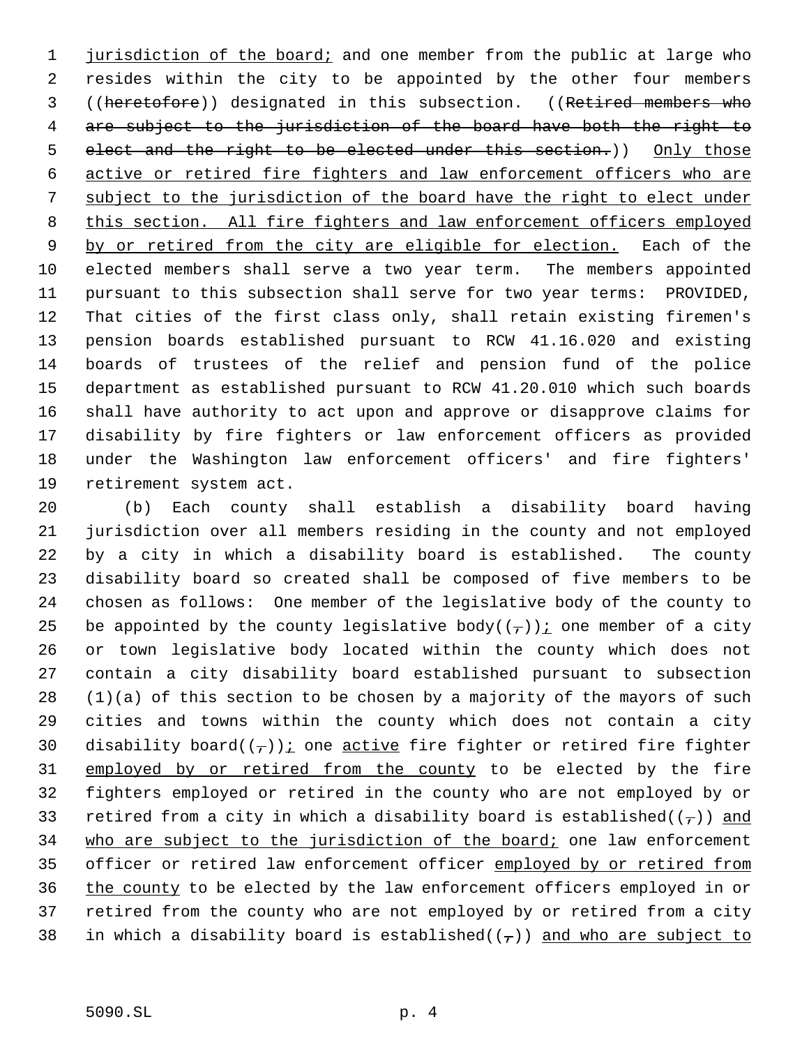jurisdiction of the board; and one member from the public at large who resides within the city to be appointed by the other four members ((heretofore)) designated in this subsection. ((Retired members who are subject to the jurisdiction of the board have both the right to elect and the right to be elected under this section.)) Only those active or retired fire fighters and law enforcement officers who are subject to the jurisdiction of the board have the right to elect under this section. All fire fighters and law enforcement officers employed by or retired from the city are eligible for election. Each of the elected members shall serve a two year term. The members appointed pursuant to this subsection shall serve for two year terms: PROVIDED, That cities of the first class only, shall retain existing firemen's pension boards established pursuant to RCW 41.16.020 and existing boards of trustees of the relief and pension fund of the police department as established pursuant to RCW 41.20.010 which such boards shall have authority to act upon and approve or disapprove claims for disability by fire fighters or law enforcement officers as provided under the Washington law enforcement officers' and fire fighters' retirement system act.

(b) Each county shall establish a disability board having jurisdiction over all members residing in the county and not employed by a city in which a disability board is established. The county disability board so created shall be composed of five members to be chosen as follows: One member of the legislative body of the county to be appointed by the county legislative body((,)); one member of a city or town legislative body located within the county which does not contain a city disability board established pursuant to subsection (1)(a) of this section to be chosen by a majority of the mayors of such cities and towns within the county which does not contain a city disability board((,)); one active fire fighter or retired fire fighter employed by or retired from the county to be elected by the fire fighters employed or retired in the county who are not employed by or retired from a city in which a disability board is established((,)) and who are subject to the jurisdiction of the board; one law enforcement officer or retired law enforcement officer employed by or retired from the county to be elected by the law enforcement officers employed in or retired from the county who are not employed by or retired from a city in which a disability board is established((,)) and who are subject to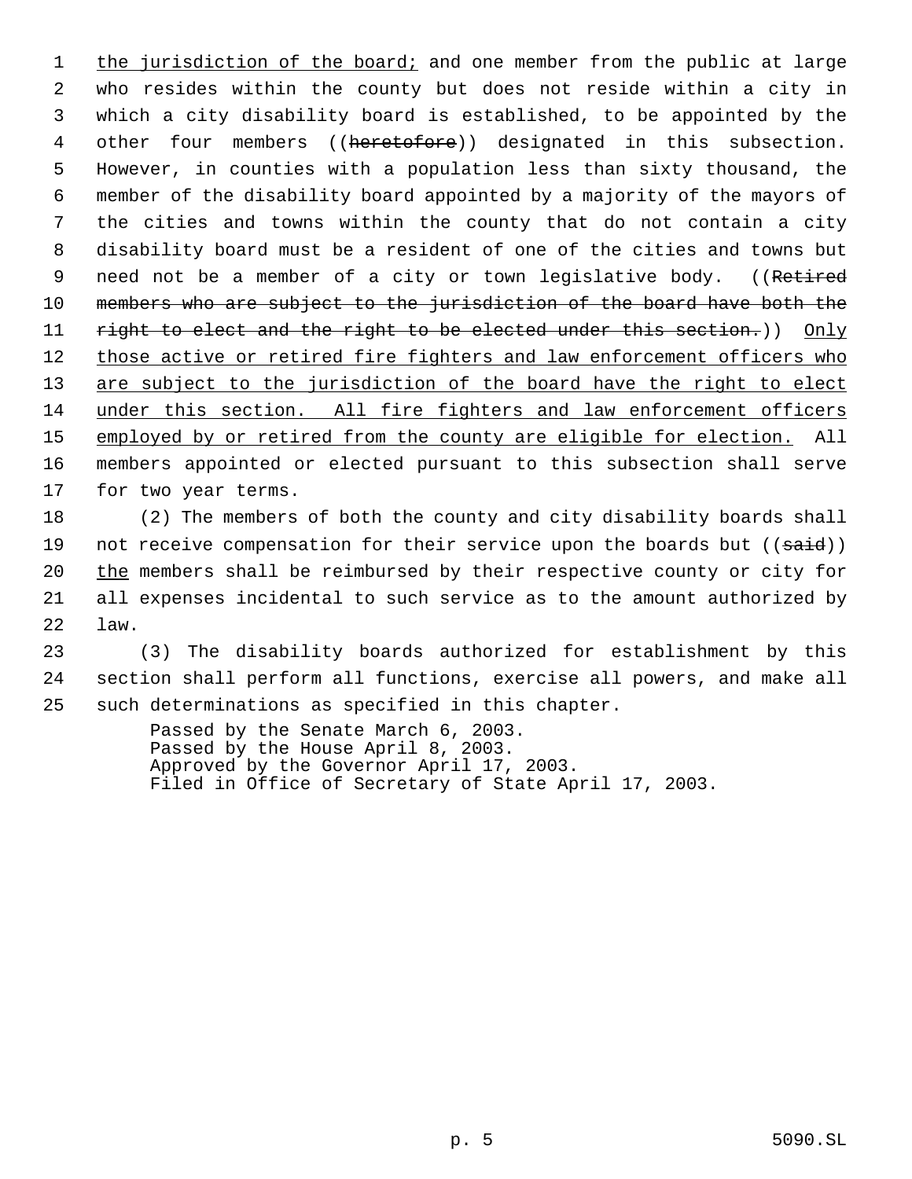the jurisdiction of the board; and one member from the public at large who resides within the county but does not reside within a city in which a city disability board is established, to be appointed by the other four members ((heretofore)) designated in this subsection. However, in counties with a population less than sixty thousand, the member of the disability board appointed by a majority of the mayors of the cities and towns within the county that do not contain a city disability board must be a resident of one of the cities and towns but need not be a member of a city or town legislative body. ((Retired members who are subject to the jurisdiction of the board have both the right to elect and the right to be elected under this section.)) Only those active or retired fire fighters and law enforcement officers who are subject to the jurisdiction of the board have the right to elect under this section. All fire fighters and law enforcement officers employed by or retired from the county are eligible for election. All members appointed or elected pursuant to this subsection shall serve for two year terms.

(2) The members of both the county and city disability boards shall not receive compensation for their service upon the boards but ((said)) the members shall be reimbursed by their respective county or city for all expenses incidental to such service as to the amount authorized by law.

(3) The disability boards authorized for establishment by this section shall perform all functions, exercise all powers, and make all such determinations as specified in this chapter.

Passed by the Senate March 6, 2003.
Passed by the House April 8, 2003.
Approved by the Governor April 17, 2003.
Filed in Office of Secretary of State April 17, 2003.